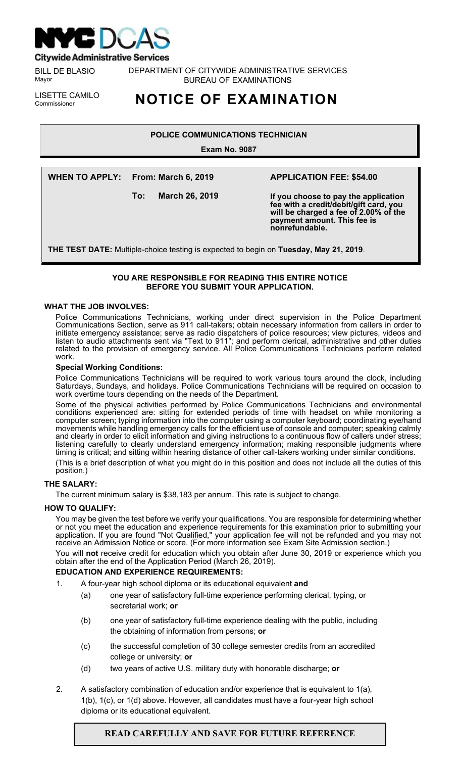**NYC DCAS**
**Citywide Administrative Services**

BILL DE BLASIO
Mayor

LISETTE CAMILO
Commissioner

DEPARTMENT OF CITYWIDE ADMINISTRATIVE SERVICES
BUREAU OF EXAMINATIONS

# NOTICE OF EXAMINATION

**POLICE COMMUNICATIONS TECHNICIAN**

**Exam No. 9087**

**WHEN TO APPLY:** **From: March 6, 2019**

**To: March 26, 2019**

**APPLICATION FEE: $54.00**

**If you choose to pay the application fee with a credit/debit/gift card, you will be charged a fee of 2.00% of the payment amount. This fee is nonrefundable.**

**THE TEST DATE:** Multiple-choice testing is expected to begin on **Tuesday, May 21, 2019**.

**YOU ARE RESPONSIBLE FOR READING THIS ENTIRE NOTICE BEFORE YOU SUBMIT YOUR APPLICATION.**

### WHAT THE JOB INVOLVES:

Police Communications Technicians, working under direct supervision in the Police Department Communications Section, serve as 911 call-takers; obtain necessary information from callers in order to initiate emergency assistance; serve as radio dispatchers of police resources; view pictures, videos and listen to audio attachments sent via "Text to 911"; and perform clerical, administrative and other duties related to the provision of emergency service. All Police Communications Technicians perform related work.

**Special Working Conditions:**

Police Communications Technicians will be required to work various tours around the clock, including Saturdays, Sundays, and holidays. Police Communications Technicians will be required on occasion to work overtime tours depending on the needs of the Department.

Some of the physical activities performed by Police Communications Technicians and environmental conditions experienced are: sitting for extended periods of time with headset on while monitoring a computer screen; typing information into the computer using a computer keyboard; coordinating eye/hand movements while handling emergency calls for the efficient use of console and computer; speaking calmly and clearly in order to elicit information and giving instructions to a continuous flow of callers under stress; listening carefully to clearly understand emergency information; making responsible judgments where timing is critical; and sitting within hearing distance of other call-takers working under similar conditions.

(This is a brief description of what you might do in this position and does not include all the duties of this position.)

### THE SALARY:

The current minimum salary is $38,183 per annum. This rate is subject to change.

### HOW TO QUALIFY:

You may be given the test before we verify your qualifications. You are responsible for determining whether or not you meet the education and experience requirements for this examination prior to submitting your application. If you are found "Not Qualified," your application fee will not be refunded and you may not receive an Admission Notice or score. (For more information see Exam Site Admission section.)

You will **not** receive credit for education which you obtain after June 30, 2019 or experience which you obtain after the end of the Application Period (March 26, 2019).

**EDUCATION AND EXPERIENCE REQUIREMENTS:**

1. A four-year high school diploma or its educational equivalent **and**
   - (a) one year of satisfactory full-time experience performing clerical, typing, or secretarial work; **or**
   - (b) one year of satisfactory full-time experience dealing with the public, including the obtaining of information from persons; **or**
   - (c) the successful completion of 30 college semester credits from an accredited college or university; **or**
   - (d) two years of active U.S. military duty with honorable discharge; **or**
2. A satisfactory combination of education and/or experience that is equivalent to 1(a), 1(b), 1(c), or 1(d) above. However, all candidates must have a four-year high school diploma or its educational equivalent.

**READ CAREFULLY AND SAVE FOR FUTURE REFERENCE**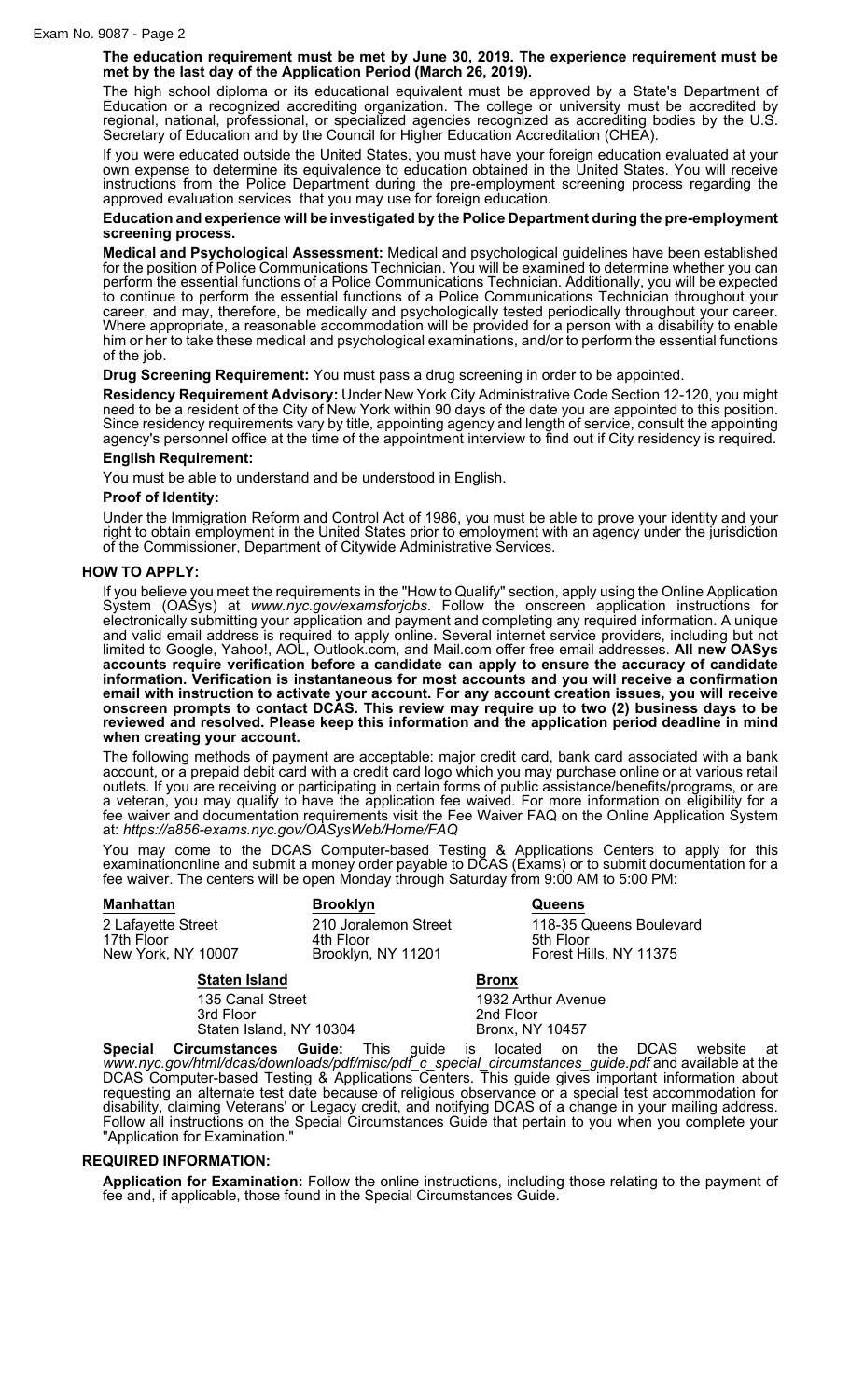**The education requirement must be met by June 30, 2019. The experience requirement must be met by the last day of the Application Period (March 26, 2019).**

The high school diploma or its educational equivalent must be approved by a State's Department of Education or a recognized accrediting organization. The college or university must be accredited by regional, national, professional, or specialized agencies recognized as accrediting bodies by the U.S. Secretary of Education and by the Council for Higher Education Accreditation (CHEA).

If you were educated outside the United States, you must have your foreign education evaluated at your own expense to determine its equivalence to education obtained in the United States. You will receive instructions from the Police Department during the pre-employment screening process regarding the approved evaluation services that you may use for foreign education.

**Education and experience will be investigated by the Police Department during the pre-employment screening process.**

**Medical and Psychological Assessment:** Medical and psychological guidelines have been established for the position of Police Communications Technician. You will be examined to determine whether you can perform the essential functions of a Police Communications Technician. Additionally, you will be expected to continue to perform the essential functions of a Police Communications Technician throughout your career, and may, therefore, be medically and psychologically tested periodically throughout your career. Where appropriate, a reasonable accommodation will be provided for a person with a disability to enable him or her to take these medical and psychological examinations, and/or to perform the essential functions of the job.

**Drug Screening Requirement:** You must pass a drug screening in order to be appointed.

**Residency Requirement Advisory:** Under New York City Administrative Code Section 12-120, you might need to be a resident of the City of New York within 90 days of the date you are appointed to this position. Since residency requirements vary by title, appointing agency and length of service, consult the appointing agency's personnel office at the time of the appointment interview to find out if City residency is required.

**English Requirement:**

You must be able to understand and be understood in English.

**Proof of Identity:**

Under the Immigration Reform and Control Act of 1986, you must be able to prove your identity and your right to obtain employment in the United States prior to employment with an agency under the jurisdiction of the Commissioner, Department of Citywide Administrative Services.

## HOW TO APPLY:

If you believe you meet the requirements in the "How to Qualify" section, apply using the Online Application System (OASys) at *www.nyc.gov/examsforjobs*. Follow the onscreen application instructions for electronically submitting your application and payment and completing any required information. A unique and valid email address is required to apply online. Several internet service providers, including but not limited to Google, Yahoo!, AOL, Outlook.com, and Mail.com offer free email addresses. **All new OASys accounts require verification before a candidate can apply to ensure the accuracy of candidate information. Verification is instantaneous for most accounts and you will receive a confirmation email with instruction to activate your account. For any account creation issues, you will receive onscreen prompts to contact DCAS. This review may require up to two (2) business days to be reviewed and resolved. Please keep this information and the application period deadline in mind when creating your account.**

The following methods of payment are acceptable: major credit card, bank card associated with a bank account, or a prepaid debit card with a credit card logo which you may purchase online or at various retail outlets. If you are receiving or participating in certain forms of public assistance/benefits/programs, or are a veteran, you may qualify to have the application fee waived. For more information on eligibility for a fee waiver and documentation requirements visit the Fee Waiver FAQ on the Online Application System at: *https://a856-exams.nyc.gov/OASysWeb/Home/FAQ*

You may come to the DCAS Computer-based Testing & Applications Centers to apply for this examinationonline and submit a money order payable to DCAS (Exams) or to submit documentation for a fee waiver. The centers will be open Monday through Saturday from 9:00 AM to 5:00 PM:

**Manhattan**
2 Lafayette Street
17th Floor
New York, NY 10007

**Brooklyn**
210 Joralemon Street
4th Floor
Brooklyn, NY 11201

**Queens**
118-35 Queens Boulevard
5th Floor
Forest Hills, NY 11375

**Staten Island**
135 Canal Street
3rd Floor
Staten Island, NY 10304

**Bronx**
1932 Arthur Avenue
2nd Floor
Bronx, NY 10457

**Special Circumstances Guide:** This guide is located on the DCAS website at *www.nyc.gov/html/dcas/downloads/pdf/misc/pdf_c_special_circumstances_guide.pdf* and available at the DCAS Computer-based Testing & Applications Centers. This guide gives important information about requesting an alternate test date because of religious observance or a special test accommodation for disability, claiming Veterans' or Legacy credit, and notifying DCAS of a change in your mailing address. Follow all instructions on the Special Circumstances Guide that pertain to you when you complete your "Application for Examination."

## REQUIRED INFORMATION:

**Application for Examination:** Follow the online instructions, including those relating to the payment of fee and, if applicable, those found in the Special Circumstances Guide.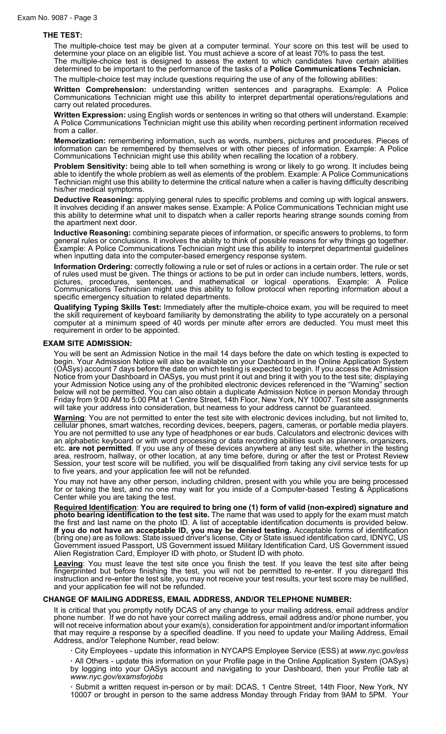## THE TEST:

The multiple-choice test may be given at a computer terminal. Your score on this test will be used to determine your place on an eligible list. You must achieve a score of at least 70% to pass the test.

The multiple-choice test is designed to assess the extent to which candidates have certain abilities determined to be important to the performance of the tasks of a **Police Communications Technician.**

The multiple-choice test may include questions requiring the use of any of the following abilities:

**Written Comprehension:** understanding written sentences and paragraphs. Example: A Police Communications Technician might use this ability to interpret departmental operations/regulations and carry out related procedures.

**Written Expression:** using English words or sentences in writing so that others will understand. Example: A Police Communications Technician might use this ability when recording pertinent information received from a caller.

**Memorization:** remembering information, such as words, numbers, pictures and procedures. Pieces of information can be remembered by themselves or with other pieces of information. Example: A Police Communications Technician might use this ability when recalling the location of a robbery.

**Problem Sensitivity:** being able to tell when something is wrong or likely to go wrong. It includes being able to identify the whole problem as well as elements of the problem. Example: A Police Communications Technician might use this ability to determine the critical nature when a caller is having difficulty describing his/her medical symptoms.

**Deductive Reasoning:** applying general rules to specific problems and coming up with logical answers. It involves deciding if an answer makes sense. Example: A Police Communications Technician might use this ability to determine what unit to dispatch when a caller reports hearing strange sounds coming from the apartment next door.

**Inductive Reasoning:** combining separate pieces of information, or specific answers to problems, to form general rules or conclusions. It involves the ability to think of possible reasons for why things go together. Example: A Police Communications Technician might use this ability to interpret departmental guidelines when inputting data into the computer-based emergency response system.

**Information Ordering:** correctly following a rule or set of rules or actions in a certain order. The rule or set of rules used must be given. The things or actions to be put in order can include numbers, letters, words, pictures, procedures, sentences, and mathematical or logical operations. Example: A Police Communications Technician might use this ability to follow protocol when reporting information about a specific emergency situation to related departments.

**Qualifying Typing Skills Test:** Immediately after the multiple-choice exam, you will be required to meet the skill requirement of keyboard familiarity by demonstrating the ability to type accurately on a personal computer at a minimum speed of 40 words per minute after errors are deducted. You must meet this requirement in order to be appointed.

## EXAM SITE ADMISSION:

You will be sent an Admission Notice in the mail 14 days before the date on which testing is expected to begin. Your Admission Notice will also be available on your Dashboard in the Online Application System (OASys) account 7 days before the date on which testing is expected to begin. If you access the Admission Notice from your Dashboard in OASys, you must print it out and bring it with you to the test site; displaying your Admission Notice using any of the prohibited electronic devices referenced in the "Warning" section below will not be permitted. You can also obtain a duplicate Admission Notice in person Monday through Friday from 9:00 AM to 5:00 PM at 1 Centre Street, 14th Floor, New York, NY 10007. Test site assignments will take your address into consideration, but nearness to your address cannot be guaranteed.

**Warning**: You are not permitted to enter the test site with electronic devices including, but not limited to, cellular phones, smart watches, recording devices, beepers, pagers, cameras, or portable media players. You are not permitted to use any type of headphones or ear buds. Calculators and electronic devices with an alphabetic keyboard or with word processing or data recording abilities such as planners, organizers, etc. **are not permitted**. If you use any of these devices anywhere at any test site, whether in the testing area, restroom, hallway, or other location, at any time before, during or after the test or Protest Review Session, your test score will be nullified, you will be disqualified from taking any civil service tests for up to five years, and your application fee will not be refunded.

You may not have any other person, including children, present with you while you are being processed for or taking the test, and no one may wait for you inside of a Computer-based Testing & Applications Center while you are taking the test.

**Required Identification**: **You are required to bring one (1) form of valid (non-expired) signature and photo bearing identification to the test site.** The name that was used to apply for the exam must match the first and last name on the photo ID. A list of acceptable identification documents is provided below. **If you do not have an acceptable ID, you may be denied testing.** Acceptable forms of identification (bring one) are as follows: State issued driver's license, City or State issued identification card, IDNYC, US Government issued Passport, US Government issued Military Identification Card, US Government issued Alien Registration Card, Employer ID with photo, or Student ID with photo.

**Leaving**: You must leave the test site once you finish the test. If you leave the test site after being fingerprinted but before finishing the test, you will not be permitted to re-enter. If you disregard this instruction and re-enter the test site, you may not receive your test results, your test score may be nullified, and your application fee will not be refunded.

## CHANGE OF MAILING ADDRESS, EMAIL ADDRESS, AND/OR TELEPHONE NUMBER:

It is critical that you promptly notify DCAS of any change to your mailing address, email address and/or phone number. If we do not have your correct mailing address, email address and/or phone number, you will not receive information about your exam(s), consideration for appointment and/or important information that may require a response by a specified deadline. If you need to update your Mailing Address, Email Address, and/or Telephone Number, read below:

- City Employees - update this information in NYCAPS Employee Service (ESS) at *www.nyc.gov/ess*
- All Others - update this information on your Profile page in the Online Application System (OASys) by logging into your OASys account and navigating to your Dashboard, then your Profile tab at *www.nyc.gov/examsforjobs*
- Submit a written request in-person or by mail: DCAS, 1 Centre Street, 14th Floor, New York, NY 10007 or brought in person to the same address Monday through Friday from 9AM to 5PM. Your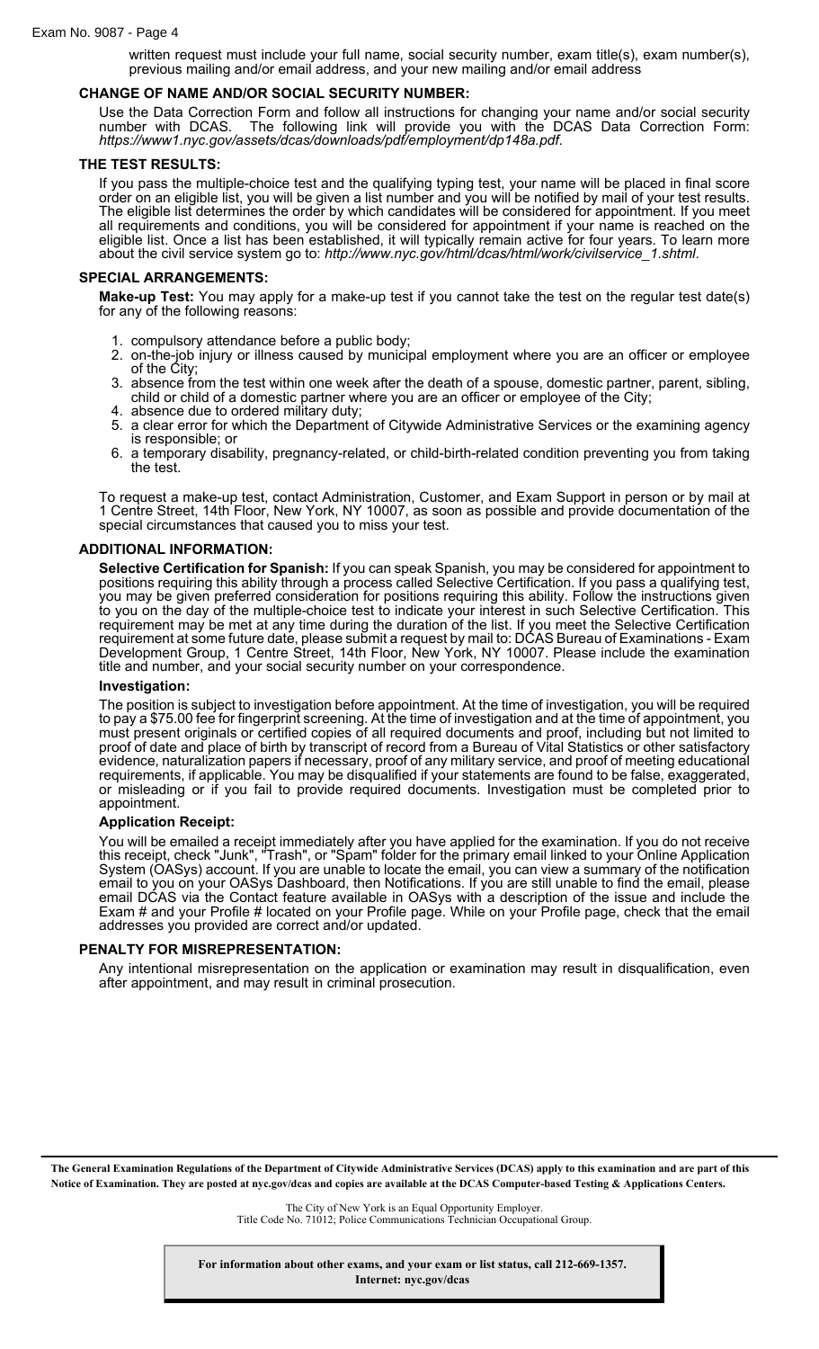written request must include your full name, social security number, exam title(s), exam number(s), previous mailing and/or email address, and your new mailing and/or email address

## CHANGE OF NAME AND/OR SOCIAL SECURITY NUMBER:

Use the Data Correction Form and follow all instructions for changing your name and/or social security number with DCAS. The following link will provide you with the DCAS Data Correction Form: *https://www1.nyc.gov/assets/dcas/downloads/pdf/employment/dp148a.pdf*.

## THE TEST RESULTS:

If you pass the multiple-choice test and the qualifying typing test, your name will be placed in final score order on an eligible list, you will be given a list number and you will be notified by mail of your test results. The eligible list determines the order by which candidates will be considered for appointment. If you meet all requirements and conditions, you will be considered for appointment if your name is reached on the eligible list. Once a list has been established, it will typically remain active for four years. To learn more about the civil service system go to: *http://www.nyc.gov/html/dcas/html/work/civilservice_1.shtml*.

## SPECIAL ARRANGEMENTS:

**Make-up Test:** You may apply for a make-up test if you cannot take the test on the regular test date(s) for any of the following reasons:

1. compulsory attendance before a public body;
2. on-the-job injury or illness caused by municipal employment where you are an officer or employee of the City;
3. absence from the test within one week after the death of a spouse, domestic partner, parent, sibling, child or child of a domestic partner where you are an officer or employee of the City;
4. absence due to ordered military duty;
5. a clear error for which the Department of Citywide Administrative Services or the examining agency is responsible; or
6. a temporary disability, pregnancy-related, or child-birth-related condition preventing you from taking the test.

To request a make-up test, contact Administration, Customer, and Exam Support in person or by mail at 1 Centre Street, 14th Floor, New York, NY 10007, as soon as possible and provide documentation of the special circumstances that caused you to miss your test.

## ADDITIONAL INFORMATION:

**Selective Certification for Spanish:** If you can speak Spanish, you may be considered for appointment to positions requiring this ability through a process called Selective Certification. If you pass a qualifying test, you may be given preferred consideration for positions requiring this ability. Follow the instructions given to you on the day of the multiple-choice test to indicate your interest in such Selective Certification. This requirement may be met at any time during the duration of the list. If you meet the Selective Certification requirement at some future date, please submit a request by mail to: DCAS Bureau of Examinations - Exam Development Group, 1 Centre Street, 14th Floor, New York, NY 10007. Please include the examination title and number, and your social security number on your correspondence.

### Investigation:

The position is subject to investigation before appointment. At the time of investigation, you will be required to pay a $75.00 fee for fingerprint screening. At the time of investigation and at the time of appointment, you must present originals or certified copies of all required documents and proof, including but not limited to proof of date and place of birth by transcript of record from a Bureau of Vital Statistics or other satisfactory evidence, naturalization papers if necessary, proof of any military service, and proof of meeting educational requirements, if applicable. You may be disqualified if your statements are found to be false, exaggerated, or misleading or if you fail to provide required documents. Investigation must be completed prior to appointment.

### Application Receipt:

You will be emailed a receipt immediately after you have applied for the examination. If you do not receive this receipt, check "Junk", "Trash", or "Spam" folder for the primary email linked to your Online Application System (OASys) account. If you are unable to locate the email, you can view a summary of the notification email to you on your OASys Dashboard, then Notifications. If you are still unable to find the email, please email DCAS via the Contact feature available in OASys with a description of the issue and include the Exam # and your Profile # located on your Profile page. While on your Profile page, check that the email addresses you provided are correct and/or updated.

## PENALTY FOR MISREPRESENTATION:

Any intentional misrepresentation on the application or examination may result in disqualification, even after appointment, and may result in criminal prosecution.

**The General Examination Regulations of the Department of Citywide Administrative Services (DCAS) apply to this examination and are part of this Notice of Examination. They are posted at nyc.gov/dcas and copies are available at the DCAS Computer-based Testing & Applications Centers.**

The City of New York is an Equal Opportunity Employer.
Title Code No. 71012; Police Communications Technician Occupational Group.

**For information about other exams, and your exam or list status, call 212-669-1357.**
**Internet: nyc.gov/dcas**